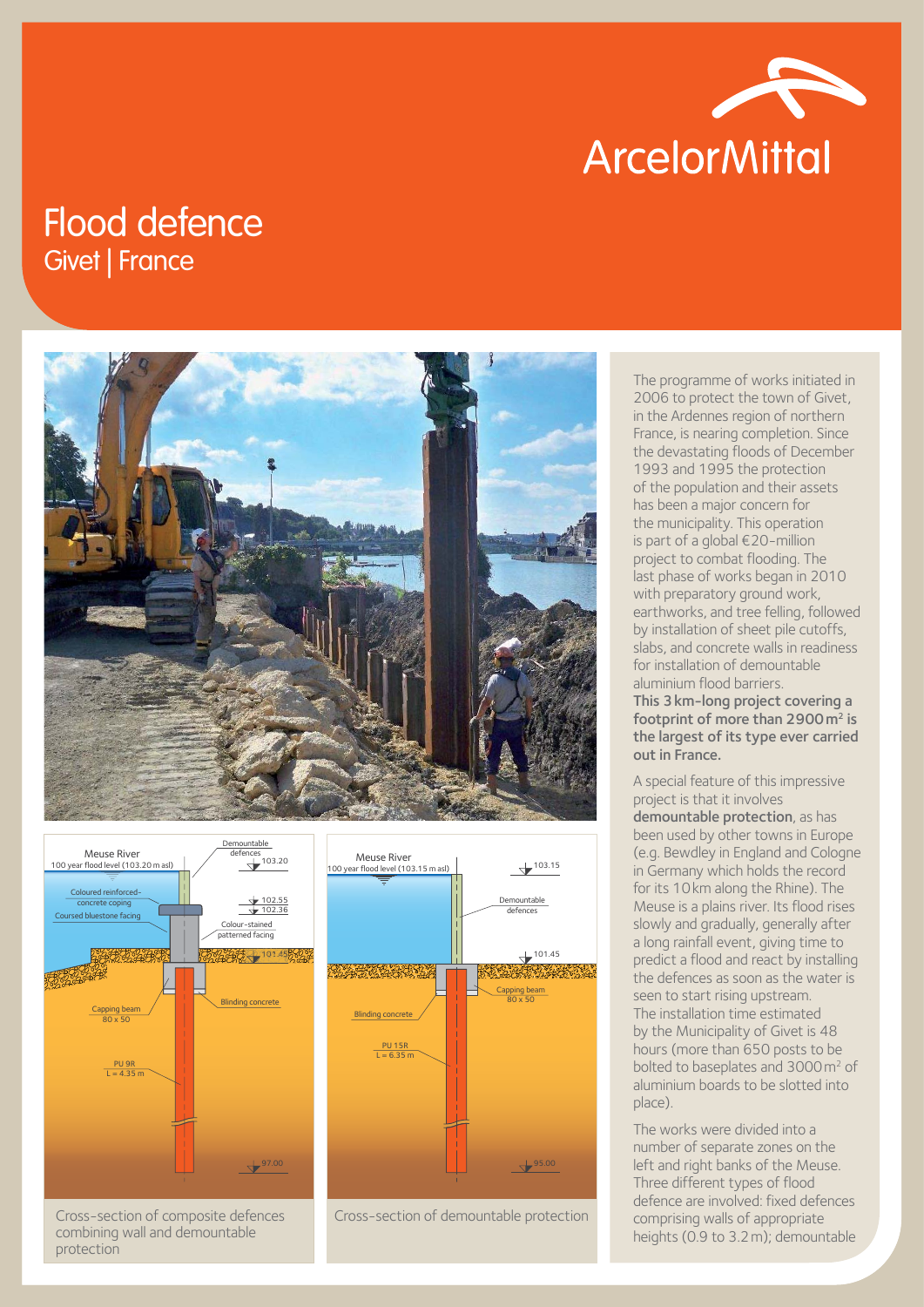# Flood defence

## Givet | France

Cross-section of composite defences combining wall and demountable protection

Cross-section of demountable protection

The programme of works initiated in 2006 to protect the town of Givet, in the Ardennes region of northern France, is nearing completion. Since the devastating floods of December 1993 and 1995 the protection of the population and their assets has been a major concern for the municipality. This operation is part of a global €20-million project to combat flooding. The last phase of works began in 2010 with preparatory ground work, earthworks, and tree felling, followed by installation of sheet pile cutoffs, slabs, and concrete walls in readiness for installation of demountable aluminium flood barriers.

**This 3 km-long project covering a footprint of more than 2900 m² is the largest of its type ever carried out in France.**

A special feature of this impressive project is that it involves **demountable protection**, as has been used by other towns in Europe (e.g. Bewdley in England and Cologne in Germany which holds the record for its 10 km along the Rhine). The Meuse is a plains river. Its flood rises slowly and gradually, generally after a long rainfall event, giving time to predict a flood and react by installing the defences as soon as the water is seen to start rising upstream.

The installation time estimated by the Municipality of Givet is 48 hours (more than 650 posts to be bolted to baseplates and 3000 m² of aluminium boards to be slotted into place).

The works were divided into a number of separate zones on the left and right banks of the Meuse. Three different types of flood defence are involved: fixed defences comprising walls of appropriate heights (0.9 to 3.2 m); demountable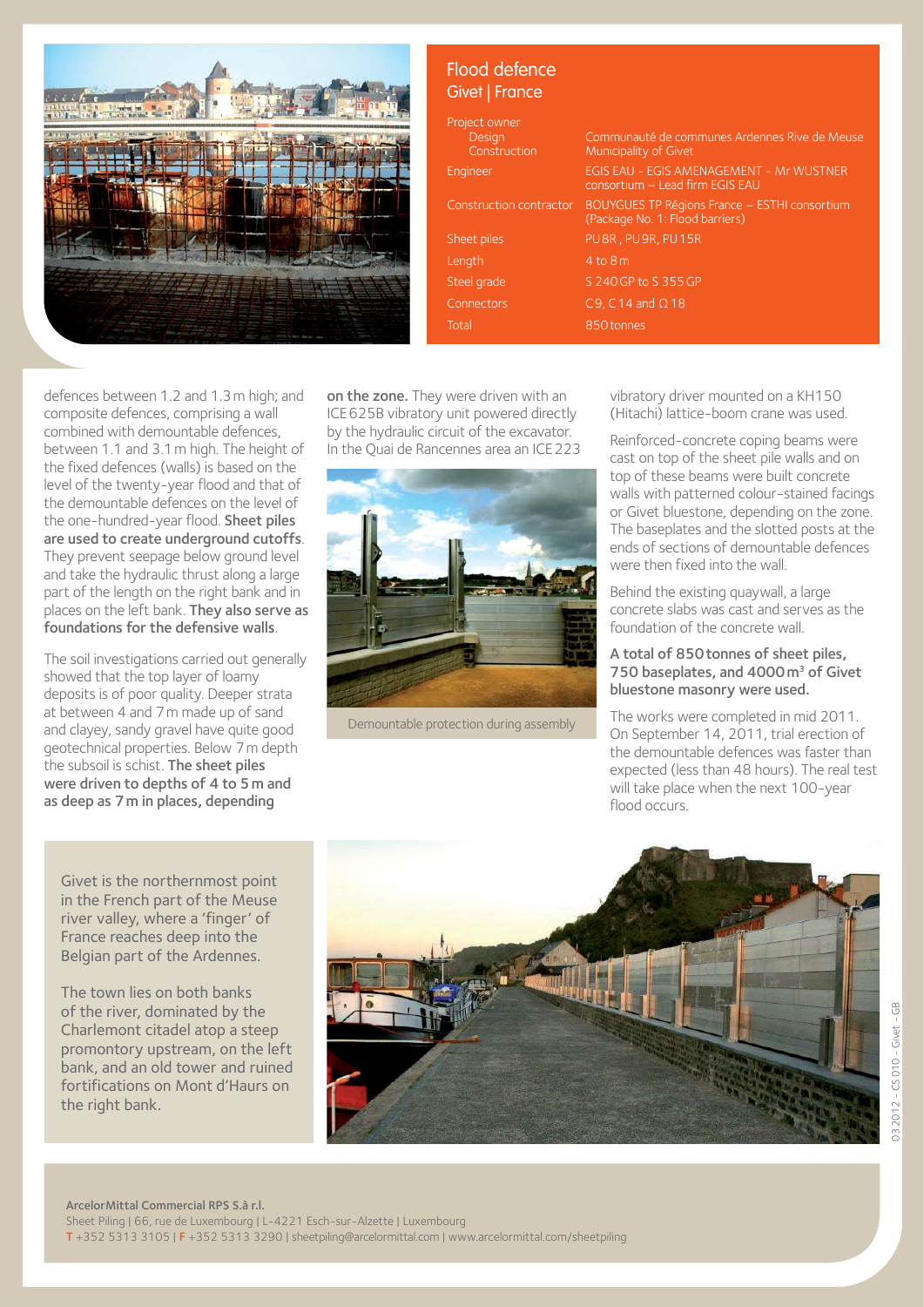## Flood defence
### Givet | France

| | |
|---|---|
| Project owner | |
| Design | Communauté de communes Ardennes Rive de Meuse |
| Construction | Municipality of Givet |
| Engineer | EGIS EAU - EGIS AMENAGEMENT - Mr WUSTNER consortium – Lead firm EGIS EAU |
| Construction contractor | BOUYGUES TP Régions France – ESTHI consortium (Package No. 1: Flood barriers) |
| Sheet piles | PU8R, PU9R, PU15R |
| Length | 4 to 8 m |
| Steel grade | S 240 GP to S 355 GP |
| Connectors | C9, C14 and Ω18 |
| Total | 850 tonnes |

defences between 1.2 and 1.3 m high; and composite defences, comprising a wall combined with demountable defences, between 1.1 and 3.1 m high. The height of the fixed defences (walls) is based on the level of the twenty-year flood and that of the demountable defences on the level of the one-hundred-year flood. **Sheet piles are used to create underground cutoffs**. They prevent seepage below ground level and take the hydraulic thrust along a large part of the length on the right bank and in places on the left bank. **They also serve as foundations for the defensive walls**.

The soil investigations carried out generally showed that the top layer of loamy deposits is of poor quality. Deeper strata at between 4 and 7 m made up of sand and clayey, sandy gravel have quite good geotechnical properties. Below 7 m depth the subsoil is schist. **The sheet piles were driven to depths of 4 to 5 m and as deep as 7 m in places, depending on the zone.** They were driven with an ICE 625B vibratory unit powered directly by the hydraulic circuit of the excavator. In the Quai de Rancennes area an ICE 223 vibratory driver mounted on a KH150 (Hitachi) lattice-boom crane was used.

Demountable protection during assembly

Reinforced-concrete coping beams were cast on top of the sheet pile walls and on top of these beams were built concrete walls with patterned colour-stained facings or Givet bluestone, depending on the zone. The baseplates and the slotted posts at the ends of sections of demountable defences were then fixed into the wall.

Behind the existing quaywall, a large concrete slabs was cast and serves as the foundation of the concrete wall.

**A total of 850 tonnes of sheet piles, 750 baseplates, and 4000 m³ of Givet bluestone masonry were used.**

The works were completed in mid 2011. On September 14, 2011, trial erection of the demountable defences was faster than expected (less than 48 hours). The real test will take place when the next 100-year flood occurs.

Givet is the northernmost point in the French part of the Meuse river valley, where a 'finger' of France reaches deep into the Belgian part of the Ardennes.

The town lies on both banks of the river, dominated by the Charlemont citadel atop a steep promontory upstream, on the left bank, and an old tower and ruined fortifications on Mont d'Haurs on the right bank.

**ArcelorMittal Commercial RPS S.à r.l.**
Sheet Piling | 66, rue de Luxembourg | L-4221 Esch-sur-Alzette | Luxembourg
**T** +352 5313 3105 | **F** +352 5313 3290 | sheetpiling@arcelormittal.com | www.arcelormittal.com/sheetpiling

03.2012 - CS 010 - Givet - GB